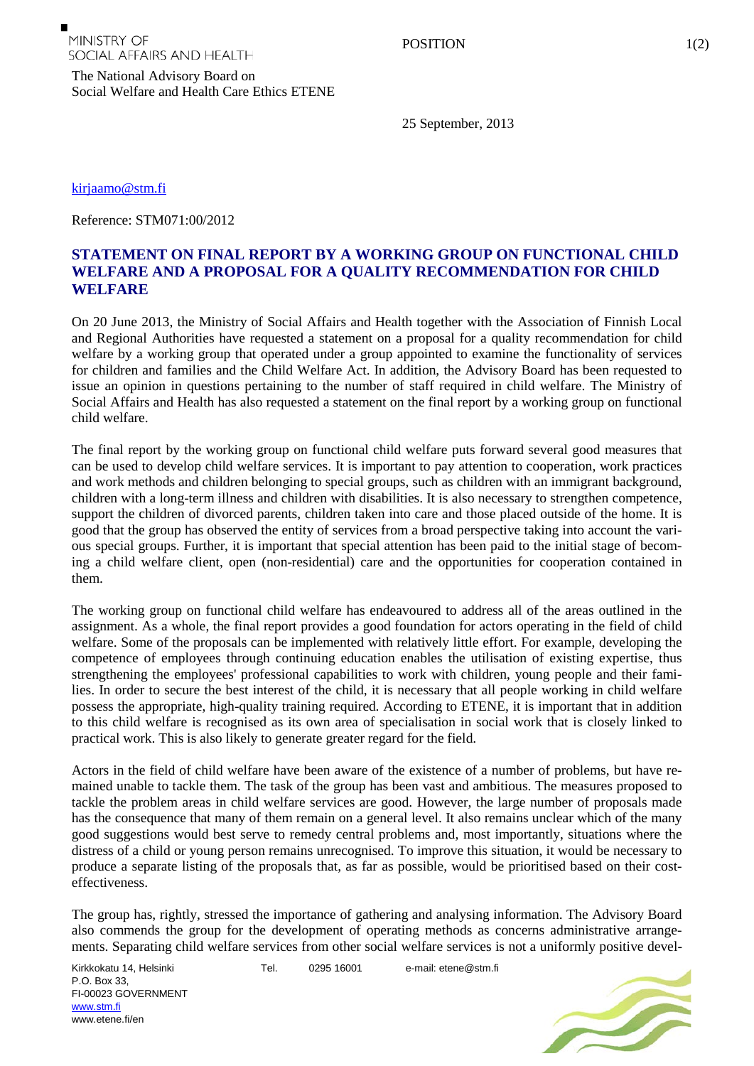MINISTRY OF SOCIAL AFFAIRS AND HEALTH

The National Advisory Board on Social Welfare and Health Care Ethics ETENE

POSITION

25 September, 2013

kirjaamo@stm.fi

Reference: STM071:00/2012

## STATEMENT ON FINAL REPORT BY A WORKING GROUP ON FUNCTIONAL CHILD WELFARE AND A PROPOSAL FOR A QUALITY RECOMMENDATION FOR CHILD WELFARE

On 20 June 2013, the Ministry of Social Affairs and Health together with the Association of Finnish Local and Regional Authorities have requested a statement on a proposal for a quality recommendation for child welfare by a working group that operated under a group appointed to examine the functionality of services for children and families and the Child Welfare Act. In addition, the Advisory Board has been requested to issue an opinion in questions pertaining to the number of staff required in child welfare. The Ministry of Social Affairs and Health has also requested a statement on the final report by a working group on functional child welfare.

The final report by the working group on functional child welfare puts forward several good measures that can be used to develop child welfare services. It is important to pay attention to cooperation, work practices and work methods and children belonging to special groups, such as children with an immigrant background, children with a long-term illness and children with disabilities. It is also necessary to strengthen competence, support the children of divorced parents, children taken into care and those placed outside of the home. It is good that the group has observed the entity of services from a broad perspective taking into account the various special groups. Further, it is important that special attention has been paid to the initial stage of becoming a child welfare client, open (non-residential) care and the opportunities for cooperation contained in them.

The working group on functional child welfare has endeavoured to address all of the areas outlined in the assignment. As a whole, the final report provides a good foundation for actors operating in the field of child welfare. Some of the proposals can be implemented with relatively little effort. For example, developing the competence of employees through continuing education enables the utilisation of existing expertise, thus strengthening the employees' professional capabilities to work with children, young people and their families. In order to secure the best interest of the child, it is necessary that all people working in child welfare possess the appropriate, high-quality training required. According to ETENE, it is important that in addition to this child welfare is recognised as its own area of specialisation in social work that is closely linked to practical work. This is also likely to generate greater regard for the field.

Actors in the field of child welfare have been aware of the existence of a number of problems, but have remained unable to tackle them. The task of the group has been vast and ambitious. The measures proposed to tackle the problem areas in child welfare services are good. However, the large number of proposals made has the consequence that many of them remain on a general level. It also remains unclear which of the many good suggestions would best serve to remedy central problems and, most importantly, situations where the distress of a child or young person remains unrecognised. To improve this situation, it would be necessary to produce a separate listing of the proposals that, as far as possible, would be prioritised based on their cost-effectiveness.

The group has, rightly, stressed the importance of gathering and analysing information. The Advisory Board also commends the group for the development of operating methods as concerns administrative arrangements. Separating child welfare services from other social welfare services is not a uniformly positive devel-

Kirkkokatu 14, Helsinki
P.O. Box 33,
FI-00023 GOVERNMENT
www.stm.fi
www.etene.fi/en

Tel. 0295 16001

e-mail: etene@stm.fi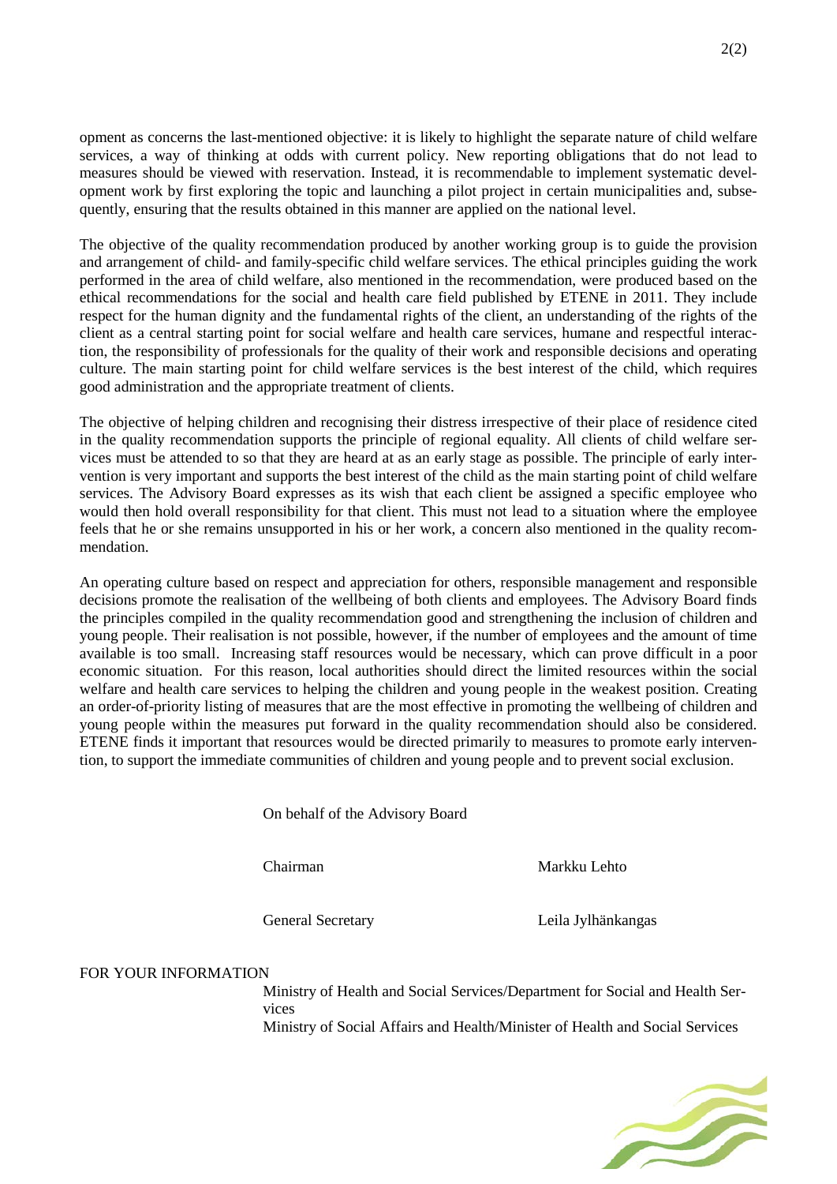opment as concerns the last-mentioned objective: it is likely to highlight the separate nature of child welfare services, a way of thinking at odds with current policy. New reporting obligations that do not lead to measures should be viewed with reservation. Instead, it is recommendable to implement systematic development work by first exploring the topic and launching a pilot project in certain municipalities and, subsequently, ensuring that the results obtained in this manner are applied on the national level.

The objective of the quality recommendation produced by another working group is to guide the provision and arrangement of child- and family-specific child welfare services. The ethical principles guiding the work performed in the area of child welfare, also mentioned in the recommendation, were produced based on the ethical recommendations for the social and health care field published by ETENE in 2011. They include respect for the human dignity and the fundamental rights of the client, an understanding of the rights of the client as a central starting point for social welfare and health care services, humane and respectful interaction, the responsibility of professionals for the quality of their work and responsible decisions and operating culture. The main starting point for child welfare services is the best interest of the child, which requires good administration and the appropriate treatment of clients.

The objective of helping children and recognising their distress irrespective of their place of residence cited in the quality recommendation supports the principle of regional equality. All clients of child welfare services must be attended to so that they are heard at as an early stage as possible. The principle of early intervention is very important and supports the best interest of the child as the main starting point of child welfare services. The Advisory Board expresses as its wish that each client be assigned a specific employee who would then hold overall responsibility for that client. This must not lead to a situation where the employee feels that he or she remains unsupported in his or her work, a concern also mentioned in the quality recommendation.

An operating culture based on respect and appreciation for others, responsible management and responsible decisions promote the realisation of the wellbeing of both clients and employees. The Advisory Board finds the principles compiled in the quality recommendation good and strengthening the inclusion of children and young people. Their realisation is not possible, however, if the number of employees and the amount of time available is too small. Increasing staff resources would be necessary, which can prove difficult in a poor economic situation. For this reason, local authorities should direct the limited resources within the social welfare and health care services to helping the children and young people in the weakest position. Creating an order-of-priority listing of measures that are the most effective in promoting the wellbeing of children and young people within the measures put forward in the quality recommendation should also be considered. ETENE finds it important that resources would be directed primarily to measures to promote early intervention, to support the immediate communities of children and young people and to prevent social exclusion.

On behalf of the Advisory Board

Chairman Markku Lehto

General Secretary Leila Jylhänkangas

FOR YOUR INFORMATION

Ministry of Health and Social Services/Department for Social and Health Services

Ministry of Social Affairs and Health/Minister of Health and Social Services